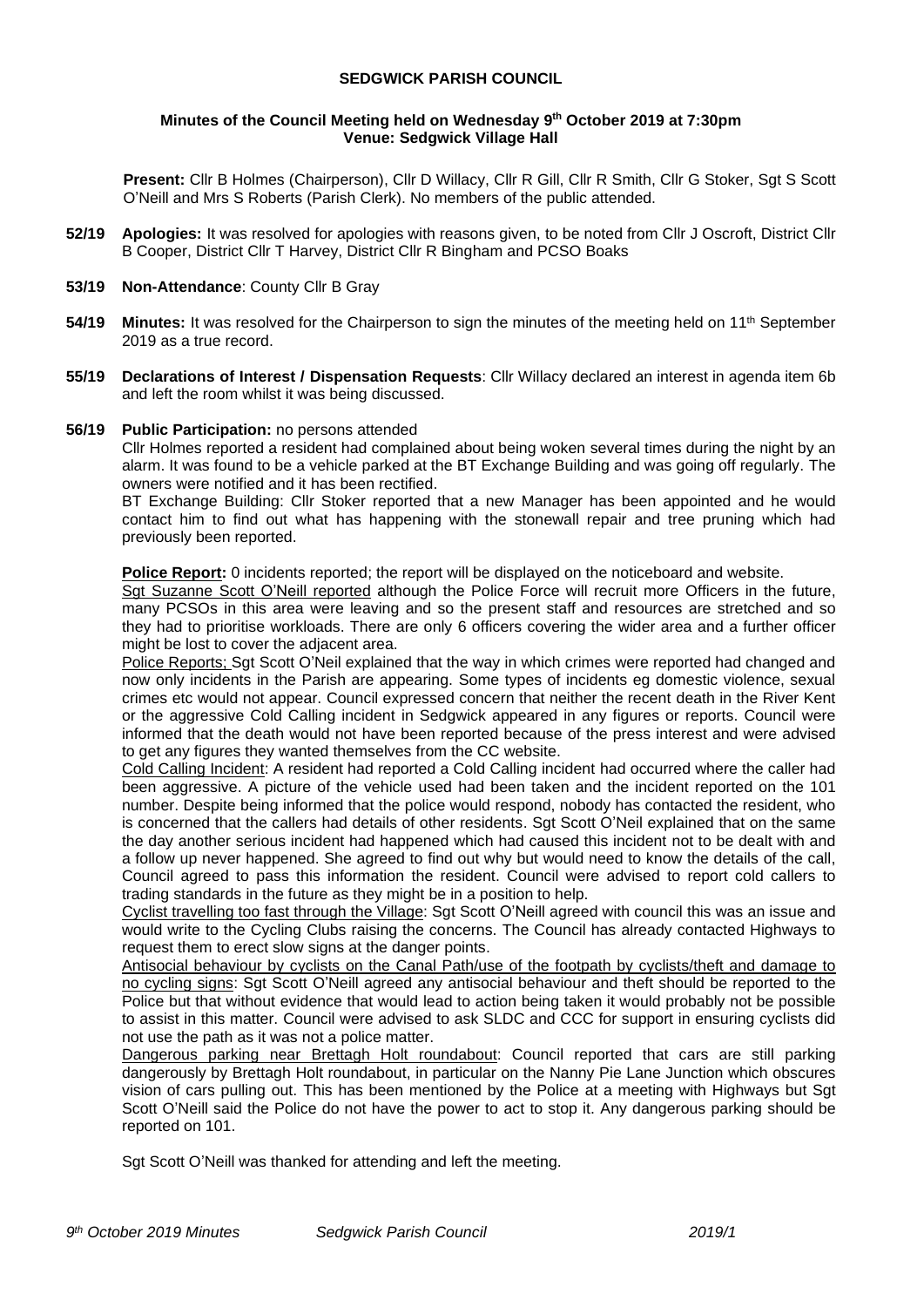# SEDGWICK PARISH COUNCIL

## Minutes of the Council Meeting held on Wednesday 9th October 2019 at 7:30pm
## Venue: Sedgwick Village Hall

**Present:** Cllr B Holmes (Chairperson), Cllr D Willacy, Cllr R Gill, Cllr R Smith, Cllr G Stoker, Sgt S Scott O'Neill and Mrs S Roberts (Parish Clerk). No members of the public attended.

**52/19 Apologies:** It was resolved for apologies with reasons given, to be noted from Cllr J Oscroft, District Cllr B Cooper, District Cllr T Harvey, District Cllr R Bingham and PCSO Boaks

**53/19 Non-Attendance**: County Cllr B Gray

**54/19 Minutes:** It was resolved for the Chairperson to sign the minutes of the meeting held on 11th September 2019 as a true record.

**55/19 Declarations of Interest / Dispensation Requests**: Cllr Willacy declared an interest in agenda item 6b and left the room whilst it was being discussed.

**56/19 Public Participation:** no persons attended

Cllr Holmes reported a resident had complained about being woken several times during the night by an alarm. It was found to be a vehicle parked at the BT Exchange Building and was going off regularly. The owners were notified and it has been rectified.

BT Exchange Building: Cllr Stoker reported that a new Manager has been appointed and he would contact him to find out what has happening with the stonewall repair and tree pruning which had previously been reported.

**Police Report:** 0 incidents reported; the report will be displayed on the noticeboard and website.

Sgt Suzanne Scott O'Neill reported although the Police Force will recruit more Officers in the future, many PCSOs in this area were leaving and so the present staff and resources are stretched and so they had to prioritise workloads. There are only 6 officers covering the wider area and a further officer might be lost to cover the adjacent area.

Police Reports; Sgt Scott O'Neil explained that the way in which crimes were reported had changed and now only incidents in the Parish are appearing. Some types of incidents eg domestic violence, sexual crimes etc would not appear. Council expressed concern that neither the recent death in the River Kent or the aggressive Cold Calling incident in Sedgwick appeared in any figures or reports. Council were informed that the death would not have been reported because of the press interest and were advised to get any figures they wanted themselves from the CC website.

Cold Calling Incident: A resident had reported a Cold Calling incident had occurred where the caller had been aggressive. A picture of the vehicle used had been taken and the incident reported on the 101 number. Despite being informed that the police would respond, nobody has contacted the resident, who is concerned that the callers had details of other residents. Sgt Scott O'Neil explained that on the same the day another serious incident had happened which had caused this incident not to be dealt with and a follow up never happened. She agreed to find out why but would need to know the details of the call, Council agreed to pass this information the resident. Council were advised to report cold callers to trading standards in the future as they might be in a position to help.

Cyclist travelling too fast through the Village: Sgt Scott O'Neill agreed with council this was an issue and would write to the Cycling Clubs raising the concerns. The Council has already contacted Highways to request them to erect slow signs at the danger points.

Antisocial behaviour by cyclists on the Canal Path/use of the footpath by cyclists/theft and damage to no cycling signs: Sgt Scott O'Neill agreed any antisocial behaviour and theft should be reported to the Police but that without evidence that would lead to action being taken it would probably not be possible to assist in this matter. Council were advised to ask SLDC and CCC for support in ensuring cyclists did not use the path as it was not a police matter.

Dangerous parking near Brettagh Holt roundabout: Council reported that cars are still parking dangerously by Brettagh Holt roundabout, in particular on the Nanny Pie Lane Junction which obscures vision of cars pulling out. This has been mentioned by the Police at a meeting with Highways but Sgt Scott O'Neill said the Police do not have the power to act to stop it. Any dangerous parking should be reported on 101.

Sgt Scott O'Neill was thanked for attending and left the meeting.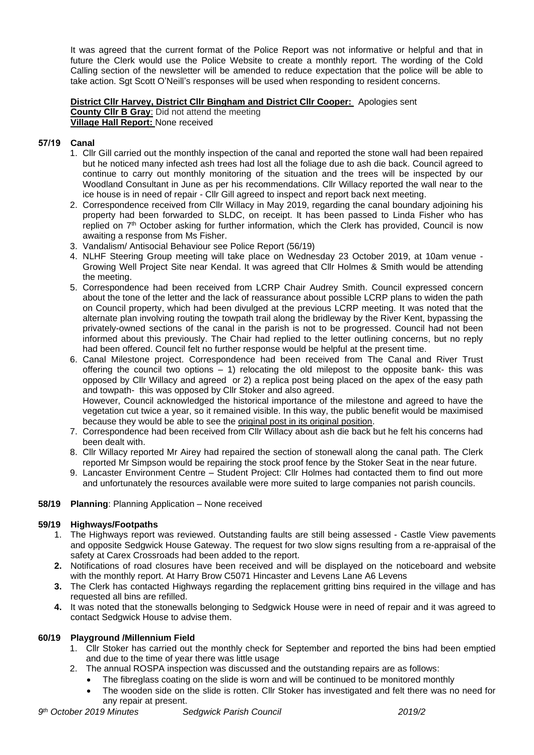It was agreed that the current format of the Police Report was not informative or helpful and that in future the Clerk would use the Police Website to create a monthly report. The wording of the Cold Calling section of the newsletter will be amended to reduce expectation that the police will be able to take action. Sgt Scott O'Neill's responses will be used when responding to resident concerns.

**District Cllr Harvey, District Cllr Bingham and District Cllr Cooper:** Apologies sent
**County Cllr B Gray**: Did not attend the meeting
**Village Hall Report:** None received

**57/19 Canal**

1. Cllr Gill carried out the monthly inspection of the canal and reported the stone wall had been repaired but he noticed many infected ash trees had lost all the foliage due to ash die back. Council agreed to continue to carry out monthly monitoring of the situation and the trees will be inspected by our Woodland Consultant in June as per his recommendations. Cllr Willacy reported the wall near to the ice house is in need of repair - Cllr Gill agreed to inspect and report back next meeting.
2. Correspondence received from Cllr Willacy in May 2019, regarding the canal boundary adjoining his property had been forwarded to SLDC, on receipt. It has been passed to Linda Fisher who has replied on 7th October asking for further information, which the Clerk has provided, Council is now awaiting a response from Ms Fisher.
3. Vandalism/ Antisocial Behaviour see Police Report (56/19)
4. NLHF Steering Group meeting will take place on Wednesday 23 October 2019, at 10am venue - Growing Well Project Site near Kendal. It was agreed that Cllr Holmes & Smith would be attending the meeting.
5. Correspondence had been received from LCRP Chair Audrey Smith. Council expressed concern about the tone of the letter and the lack of reassurance about possible LCRP plans to widen the path on Council property, which had been divulged at the previous LCRP meeting. It was noted that the alternate plan involving routing the towpath trail along the bridleway by the River Kent, bypassing the privately-owned sections of the canal in the parish is not to be progressed. Council had not been informed about this previously. The Chair had replied to the letter outlining concerns, but no reply had been offered. Council felt no further response would be helpful at the present time.
6. Canal Milestone project. Correspondence had been received from The Canal and River Trust offering the council two options – 1) relocating the old milepost to the opposite bank- this was opposed by Cllr Willacy and agreed or 2) a replica post being placed on the apex of the easy path and towpath- this was opposed by Cllr Stoker and also agreed.
   However, Council acknowledged the historical importance of the milestone and agreed to have the vegetation cut twice a year, so it remained visible. In this way, the public benefit would be maximised because they would be able to see the original post in its original position.
7. Correspondence had been received from Cllr Willacy about ash die back but he felt his concerns had been dealt with.
8. Cllr Willacy reported Mr Airey had repaired the section of stonewall along the canal path. The Clerk reported Mr Simpson would be repairing the stock proof fence by the Stoker Seat in the near future.
9. Lancaster Environment Centre – Student Project: Cllr Holmes had contacted them to find out more and unfortunately the resources available were more suited to large companies not parish councils.

**58/19 Planning**: Planning Application – None received

**59/19 Highways/Footpaths**

1. The Highways report was reviewed. Outstanding faults are still being assessed - Castle View pavements and opposite Sedgwick House Gateway. The request for two slow signs resulting from a re-appraisal of the safety at Carex Crossroads had been added to the report.
2. Notifications of road closures have been received and will be displayed on the noticeboard and website with the monthly report. At Harry Brow C5071 Hincaster and Levens Lane A6 Levens
3. The Clerk has contacted Highways regarding the replacement gritting bins required in the village and has requested all bins are refilled.
4. It was noted that the stonewalls belonging to Sedgwick House were in need of repair and it was agreed to contact Sedgwick House to advise them.

**60/19 Playground /Millennium Field**

1. Cllr Stoker has carried out the monthly check for September and reported the bins had been emptied and due to the time of year there was little usage
2. The annual ROSPA inspection was discussed and the outstanding repairs are as follows:
   - The fibreglass coating on the slide is worn and will be continued to be monitored monthly
   - The wooden side on the slide is rotten. Cllr Stoker has investigated and felt there was no need for any repair at present.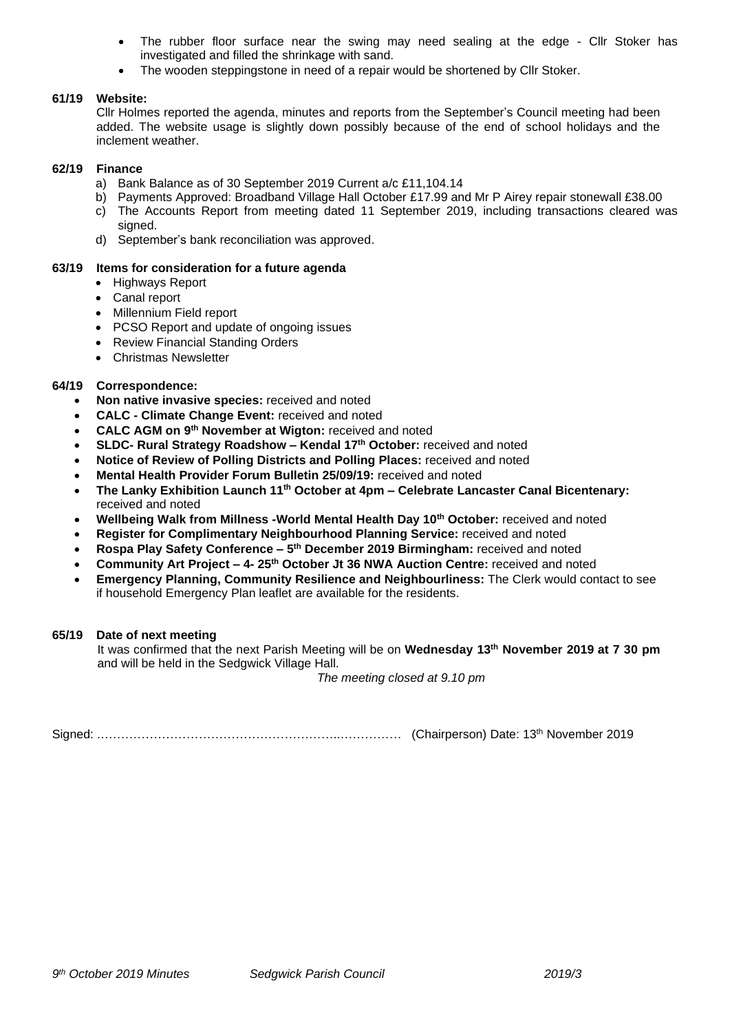- The rubber floor surface near the swing may need sealing at the edge - Cllr Stoker has investigated and filled the shrinkage with sand.
- The wooden steppingstone in need of a repair would be shortened by Cllr Stoker.

**61/19 Website:**

Cllr Holmes reported the agenda, minutes and reports from the September's Council meeting had been added. The website usage is slightly down possibly because of the end of school holidays and the inclement weather.

**62/19 Finance**

a) Bank Balance as of 30 September 2019 Current a/c £11,104.14
b) Payments Approved: Broadband Village Hall October £17.99 and Mr P Airey repair stonewall £38.00
c) The Accounts Report from meeting dated 11 September 2019, including transactions cleared was signed.
d) September's bank reconciliation was approved.

**63/19 Items for consideration for a future agenda**

- Highways Report
- Canal report
- Millennium Field report
- PCSO Report and update of ongoing issues
- Review Financial Standing Orders
- Christmas Newsletter

**64/19 Correspondence:**

- **Non native invasive species:** received and noted
- **CALC - Climate Change Event:** received and noted
- **CALC AGM on 9th November at Wigton:** received and noted
- **SLDC- Rural Strategy Roadshow – Kendal 17th October:** received and noted
- **Notice of Review of Polling Districts and Polling Places:** received and noted
- **Mental Health Provider Forum Bulletin 25/09/19:** received and noted
- **The Lanky Exhibition Launch 11th October at 4pm – Celebrate Lancaster Canal Bicentenary:** received and noted
- **Wellbeing Walk from Millness -World Mental Health Day 10th October:** received and noted
- **Register for Complimentary Neighbourhood Planning Service:** received and noted
- **Rospa Play Safety Conference – 5th December 2019 Birmingham:** received and noted
- **Community Art Project – 4- 25th October Jt 36 NWA Auction Centre:** received and noted
- **Emergency Planning, Community Resilience and Neighbourliness:** The Clerk would contact to see if household Emergency Plan leaflet are available for the residents.

**65/19 Date of next meeting**

It was confirmed that the next Parish Meeting will be on **Wednesday 13th November 2019 at 7 30 pm** and will be held in the Sedgwick Village Hall.

*The meeting closed at 9.10 pm*

Signed: ………………………………………………………..…………… (Chairperson) Date: 13th November 2019